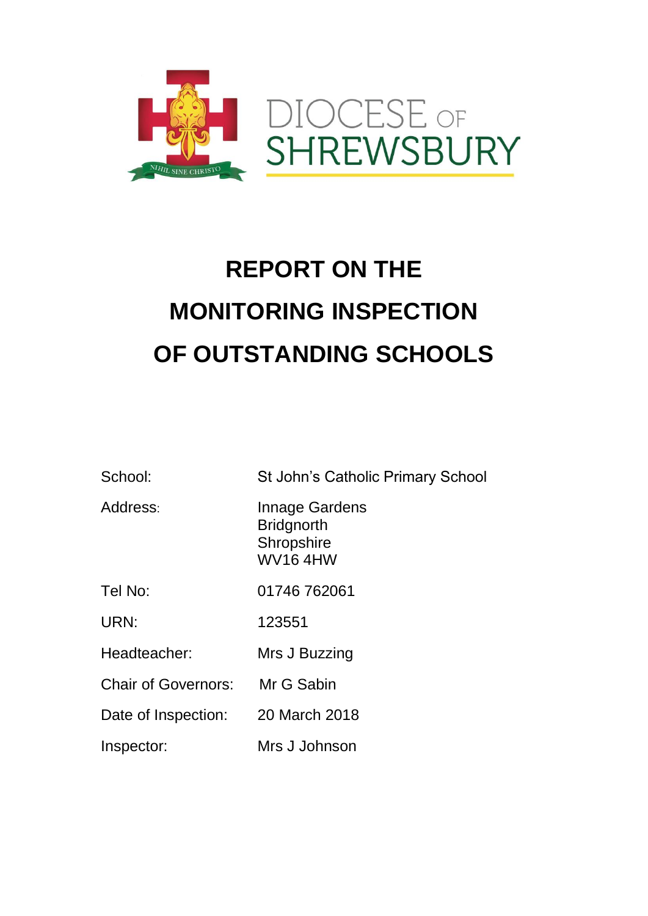DIOCESE OF SHREWSBURY

# REPORT ON THE MONITORING INSPECTION OF OUTSTANDING SCHOOLS

| | |
|---|---|
| School: | St John's Catholic Primary School |
| Address: | Innage Gardens<br>Bridgnorth<br>Shropshire<br>WV16 4HW |
| Tel No: | 01746 762061 |
| URN: | 123551 |
| Headteacher: | Mrs J Buzzing |
| Chair of Governors: | Mr G Sabin |
| Date of Inspection: | 20 March 2018 |
| Inspector: | Mrs J Johnson |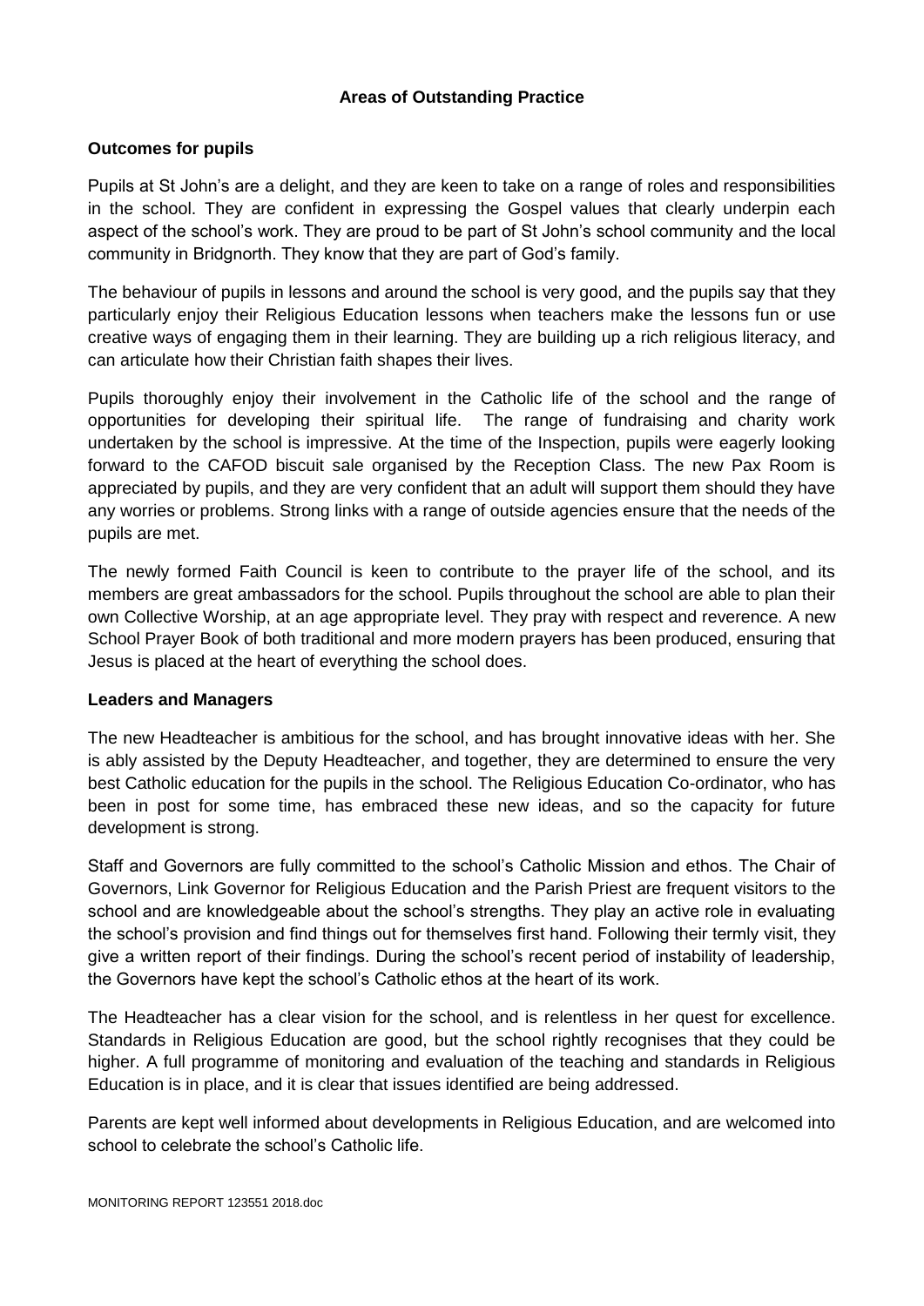## Areas of Outstanding Practice

### Outcomes for pupils

Pupils at St John's are a delight, and they are keen to take on a range of roles and responsibilities in the school. They are confident in expressing the Gospel values that clearly underpin each aspect of the school's work. They are proud to be part of St John's school community and the local community in Bridgnorth. They know that they are part of God's family.

The behaviour of pupils in lessons and around the school is very good, and the pupils say that they particularly enjoy their Religious Education lessons when teachers make the lessons fun or use creative ways of engaging them in their learning. They are building up a rich religious literacy, and can articulate how their Christian faith shapes their lives.

Pupils thoroughly enjoy their involvement in the Catholic life of the school and the range of opportunities for developing their spiritual life. The range of fundraising and charity work undertaken by the school is impressive. At the time of the Inspection, pupils were eagerly looking forward to the CAFOD biscuit sale organised by the Reception Class. The new Pax Room is appreciated by pupils, and they are very confident that an adult will support them should they have any worries or problems. Strong links with a range of outside agencies ensure that the needs of the pupils are met.

The newly formed Faith Council is keen to contribute to the prayer life of the school, and its members are great ambassadors for the school. Pupils throughout the school are able to plan their own Collective Worship, at an age appropriate level. They pray with respect and reverence. A new School Prayer Book of both traditional and more modern prayers has been produced, ensuring that Jesus is placed at the heart of everything the school does.

### Leaders and Managers

The new Headteacher is ambitious for the school, and has brought innovative ideas with her. She is ably assisted by the Deputy Headteacher, and together, they are determined to ensure the very best Catholic education for the pupils in the school. The Religious Education Co-ordinator, who has been in post for some time, has embraced these new ideas, and so the capacity for future development is strong.

Staff and Governors are fully committed to the school's Catholic Mission and ethos. The Chair of Governors, Link Governor for Religious Education and the Parish Priest are frequent visitors to the school and are knowledgeable about the school's strengths. They play an active role in evaluating the school's provision and find things out for themselves first hand. Following their termly visit, they give a written report of their findings. During the school's recent period of instability of leadership, the Governors have kept the school's Catholic ethos at the heart of its work.

The Headteacher has a clear vision for the school, and is relentless in her quest for excellence. Standards in Religious Education are good, but the school rightly recognises that they could be higher. A full programme of monitoring and evaluation of the teaching and standards in Religious Education is in place, and it is clear that issues identified are being addressed.

Parents are kept well informed about developments in Religious Education, and are welcomed into school to celebrate the school's Catholic life.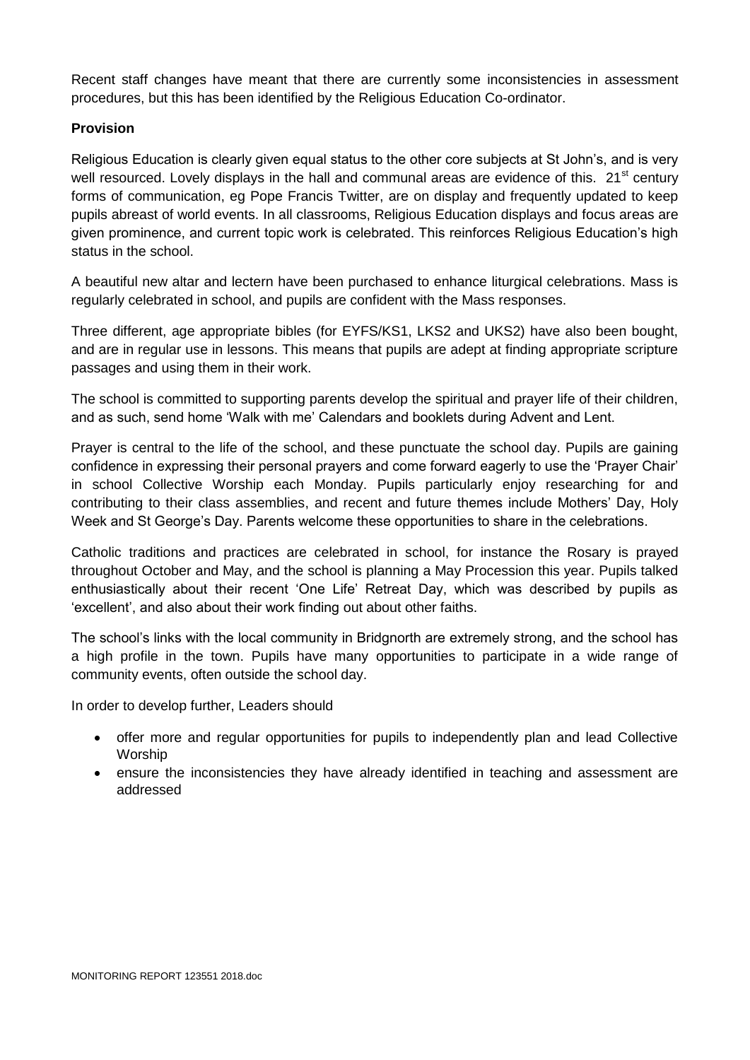Recent staff changes have meant that there are currently some inconsistencies in assessment procedures, but this has been identified by the Religious Education Co-ordinator.

**Provision**

Religious Education is clearly given equal status to the other core subjects at St John's, and is very well resourced. Lovely displays in the hall and communal areas are evidence of this. 21st century forms of communication, eg Pope Francis Twitter, are on display and frequently updated to keep pupils abreast of world events. In all classrooms, Religious Education displays and focus areas are given prominence, and current topic work is celebrated. This reinforces Religious Education's high status in the school.

A beautiful new altar and lectern have been purchased to enhance liturgical celebrations. Mass is regularly celebrated in school, and pupils are confident with the Mass responses.

Three different, age appropriate bibles (for EYFS/KS1, LKS2 and UKS2) have also been bought, and are in regular use in lessons. This means that pupils are adept at finding appropriate scripture passages and using them in their work.

The school is committed to supporting parents develop the spiritual and prayer life of their children, and as such, send home 'Walk with me' Calendars and booklets during Advent and Lent.

Prayer is central to the life of the school, and these punctuate the school day. Pupils are gaining confidence in expressing their personal prayers and come forward eagerly to use the 'Prayer Chair' in school Collective Worship each Monday. Pupils particularly enjoy researching for and contributing to their class assemblies, and recent and future themes include Mothers' Day, Holy Week and St George's Day. Parents welcome these opportunities to share in the celebrations.

Catholic traditions and practices are celebrated in school, for instance the Rosary is prayed throughout October and May, and the school is planning a May Procession this year. Pupils talked enthusiastically about their recent 'One Life' Retreat Day, which was described by pupils as 'excellent', and also about their work finding out about other faiths.

The school's links with the local community in Bridgnorth are extremely strong, and the school has a high profile in the town. Pupils have many opportunities to participate in a wide range of community events, often outside the school day.

In order to develop further, Leaders should

- offer more and regular opportunities for pupils to independently plan and lead Collective Worship
- ensure the inconsistencies they have already identified in teaching and assessment are addressed